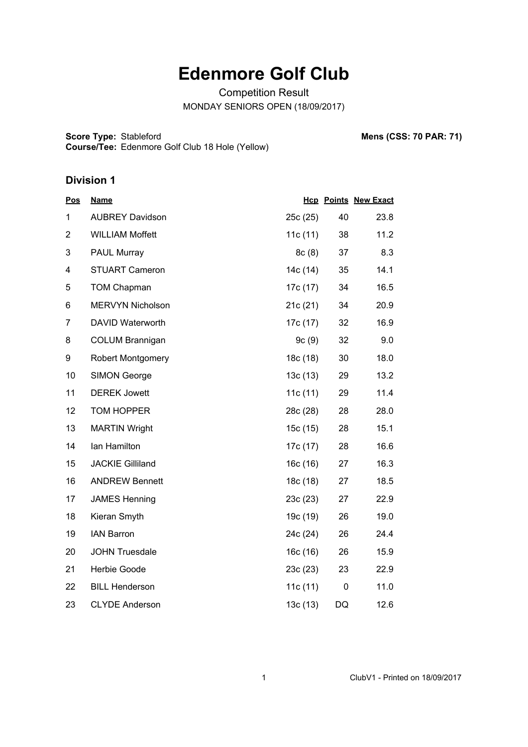# Edenmore Golf Club

Competition Result

MONDAY SENIORS OPEN (18/09/2017)

**Score Type:** Stableford

**Course/Tee:** Edenmore Golf Club 18 Hole (Yellow)

**Mens (CSS: 70 PAR: 71)**

## Division 1

| Pos | Name | Hcp | Points | New Exact |
|---|---|---|---|---|
| 1 | AUBREY Davidson | 25c (25) | 40 | 23.8 |
| 2 | WILLIAM Moffett | 11c (11) | 38 | 11.2 |
| 3 | PAUL Murray | 8c (8) | 37 | 8.3 |
| 4 | STUART Cameron | 14c (14) | 35 | 14.1 |
| 5 | TOM Chapman | 17c (17) | 34 | 16.5 |
| 6 | MERVYN Nicholson | 21c (21) | 34 | 20.9 |
| 7 | DAVID Waterworth | 17c (17) | 32 | 16.9 |
| 8 | COLUM Brannigan | 9c (9) | 32 | 9.0 |
| 9 | Robert Montgomery | 18c (18) | 30 | 18.0 |
| 10 | SIMON George | 13c (13) | 29 | 13.2 |
| 11 | DEREK Jowett | 11c (11) | 29 | 11.4 |
| 12 | TOM HOPPER | 28c (28) | 28 | 28.0 |
| 13 | MARTIN Wright | 15c (15) | 28 | 15.1 |
| 14 | Ian Hamilton | 17c (17) | 28 | 16.6 |
| 15 | JACKIE Gilliland | 16c (16) | 27 | 16.3 |
| 16 | ANDREW Bennett | 18c (18) | 27 | 18.5 |
| 17 | JAMES Henning | 23c (23) | 27 | 22.9 |
| 18 | Kieran Smyth | 19c (19) | 26 | 19.0 |
| 19 | IAN Barron | 24c (24) | 26 | 24.4 |
| 20 | JOHN Truesdale | 16c (16) | 26 | 15.9 |
| 21 | Herbie Goode | 23c (23) | 23 | 22.9 |
| 22 | BILL Henderson | 11c (11) | 0 | 11.0 |
| 23 | CLYDE Anderson | 13c (13) | DQ | 12.6 |

ClubV1 - Printed on 18/09/2017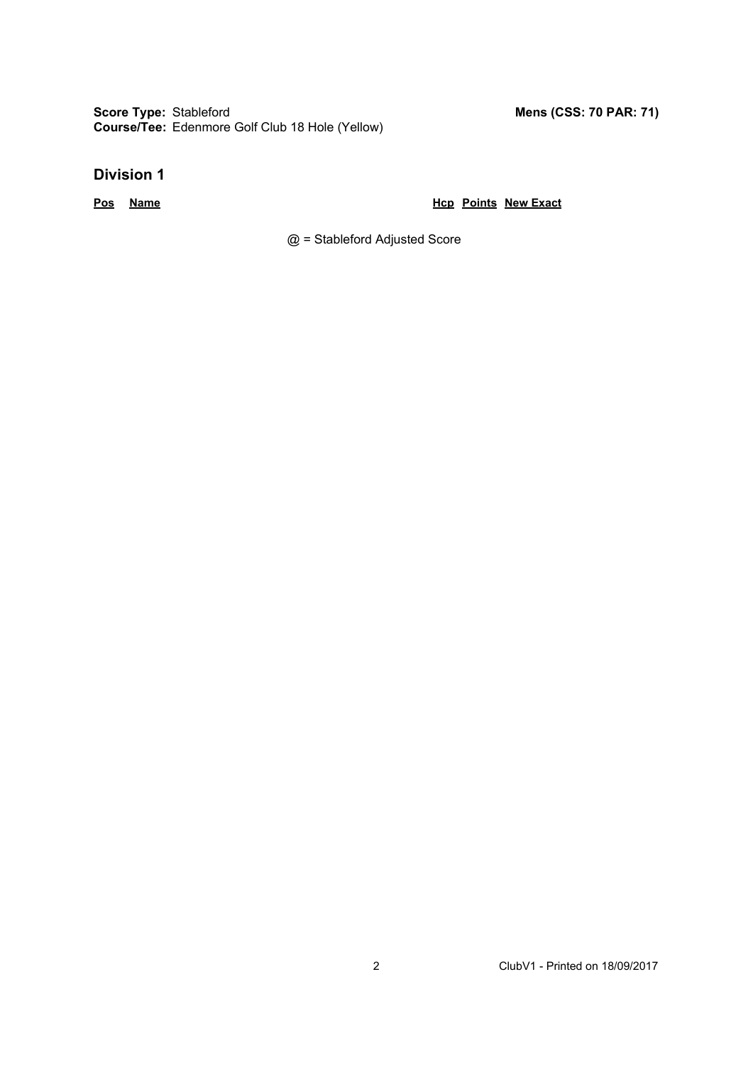**Score Type:** Stableford
**Course/Tee:** Edenmore Golf Club 18 Hole (Yellow)

**Mens (CSS: 70 PAR: 71)**

## Division 1

| Pos | Name | Hcp | Points | New Exact |
|---|---|---|---|---|

@ = Stableford Adjusted Score

ClubV1 - Printed on 18/09/2017